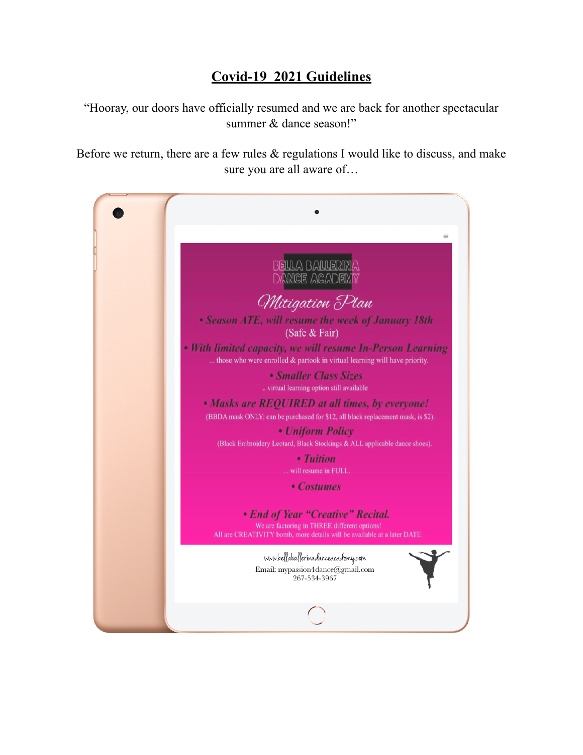# Covid-19 2021 Guidelines

"Hooray, our doors have officially resumed and we are back for another spectacular summer & dance season!"

Before we return, there are a few rules & regulations I would like to discuss, and make sure you are all aware of…

BELLA BALLERINA DANCE ACADEMY

*Mitigation Plan*

- ***Season ATE, will resume the week of January 18th***
  (Safe & Fair)
- ***With limited capacity, we will resume In-Person Learning***
  … those who were enrolled & partook in virtual learning will have priority.
- ***Smaller Class Sizes***
  .. virtual learning option still available
- ***Masks are REQUIRED at all times, by everyone!***
  (BBDA mask ONLY; can be purchased for $12, all black replacement mask, is $2).
- ***Uniform Policy***
  (Black Embroidery Leotard, Black Stockings & ALL applicable dance shoes).
- ***Tuition***
  … will resume in FULL.
- ***Costumes***
- ***End of Year "Creative" Recital.***
  We are factoring in THREE different options!
  All are CREATIVITY bomb, more details will be available at a later DATE.

www.bellaballerinadanceacademy.com
Email: mypassion4dance@gmail.com
267-534-3967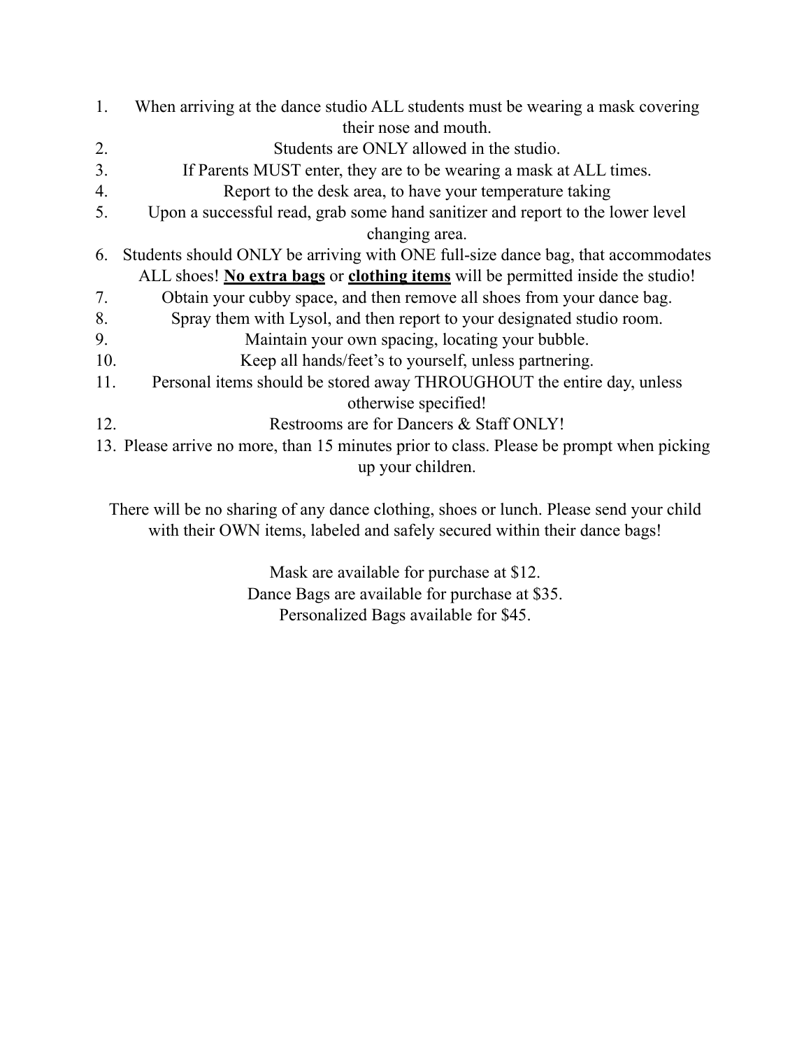1. When arriving at the dance studio ALL students must be wearing a mask covering their nose and mouth.
2. Students are ONLY allowed in the studio.
3. If Parents MUST enter, they are to be wearing a mask at ALL times.
4. Report to the desk area, to have your temperature taking
5. Upon a successful read, grab some hand sanitizer and report to the lower level changing area.
6. Students should ONLY be arriving with ONE full-size dance bag, that accommodates ALL shoes! **No extra bags** or **clothing items** will be permitted inside the studio!
7. Obtain your cubby space, and then remove all shoes from your dance bag.
8. Spray them with Lysol, and then report to your designated studio room.
9. Maintain your own spacing, locating your bubble.
10. Keep all hands/feet's to yourself, unless partnering.
11. Personal items should be stored away THROUGHOUT the entire day, unless otherwise specified!
12. Restrooms are for Dancers & Staff ONLY!
13. Please arrive no more, than 15 minutes prior to class. Please be prompt when picking up your children.

There will be no sharing of any dance clothing, shoes or lunch. Please send your child with their OWN items, labeled and safely secured within their dance bags!

Mask are available for purchase at $12.
Dance Bags are available for purchase at $35.
Personalized Bags available for $45.